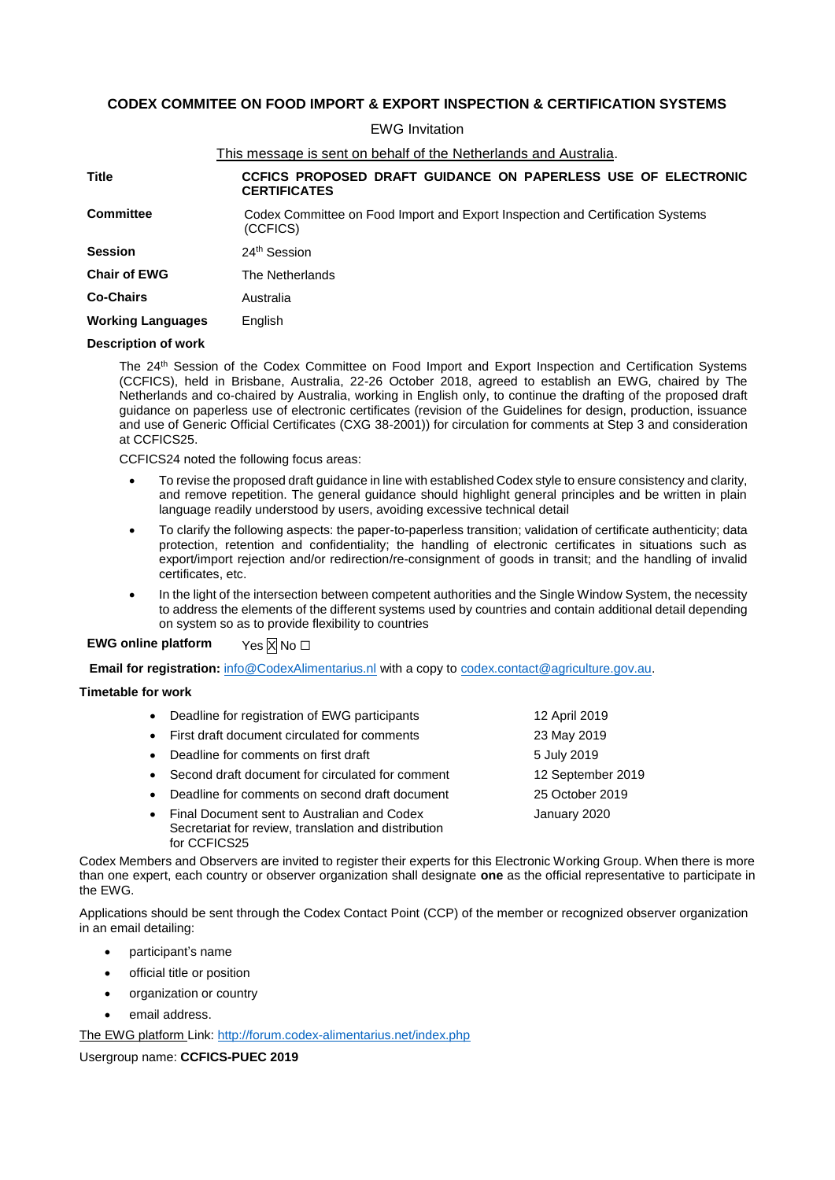**CODEX COMMITEE ON FOOD IMPORT & EXPORT INSPECTION & CERTIFICATION SYSTEMS**

EWG Invitation

This message is sent on behalf of the Netherlands and Australia.

| | |
|---|---|
| **Title** | **CCFICS PROPOSED DRAFT GUIDANCE ON PAPERLESS USE OF ELECTRONIC CERTIFICATES** |
| **Committee** | Codex Committee on Food Import and Export Inspection and Certification Systems (CCFICS) |
| **Session** | 24th Session |
| **Chair of EWG** | The Netherlands |
| **Co-Chairs** | Australia |
| **Working Languages** | English |

**Description of work**

The 24th Session of the Codex Committee on Food Import and Export Inspection and Certification Systems (CCFICS), held in Brisbane, Australia, 22-26 October 2018, agreed to establish an EWG, chaired by The Netherlands and co-chaired by Australia, working in English only, to continue the drafting of the proposed draft guidance on paperless use of electronic certificates (revision of the Guidelines for design, production, issuance and use of Generic Official Certificates (CXG 38-2001)) for circulation for comments at Step 3 and consideration at CCFICS25.

CCFICS24 noted the following focus areas:

- To revise the proposed draft guidance in line with established Codex style to ensure consistency and clarity, and remove repetition. The general guidance should highlight general principles and be written in plain language readily understood by users, avoiding excessive technical detail
- To clarify the following aspects: the paper-to-paperless transition; validation of certificate authenticity; data protection, retention and confidentiality; the handling of electronic certificates in situations such as export/import rejection and/or redirection/re-consignment of goods in transit; and the handling of invalid certificates, etc.
- In the light of the intersection between competent authorities and the Single Window System, the necessity to address the elements of the different systems used by countries and contain additional detail depending on system so as to provide flexibility to countries

**EWG online platform** Yes ☒ No ☐

**Email for registration:** info@CodexAlimentarius.nl with a copy to codex.contact@agriculture.gov.au.

**Timetable for work**

| | |
|---|---|
| • Deadline for registration of EWG participants | 12 April 2019 |
| • First draft document circulated for comments | 23 May 2019 |
| • Deadline for comments on first draft | 5 July 2019 |
| • Second draft document for circulated for comment | 12 September 2019 |
| • Deadline for comments on second draft document | 25 October 2019 |
| • Final Document sent to Australian and Codex Secretariat for review, translation and distribution for CCFICS25 | January 2020 |

Codex Members and Observers are invited to register their experts for this Electronic Working Group. When there is more than one expert, each country or observer organization shall designate **one** as the official representative to participate in the EWG.

Applications should be sent through the Codex Contact Point (CCP) of the member or recognized observer organization in an email detailing:

- participant's name
- official title or position
- organization or country
- email address.

The EWG platform Link: http://forum.codex-alimentarius.net/index.php

Usergroup name: **CCFICS-PUEC 2019**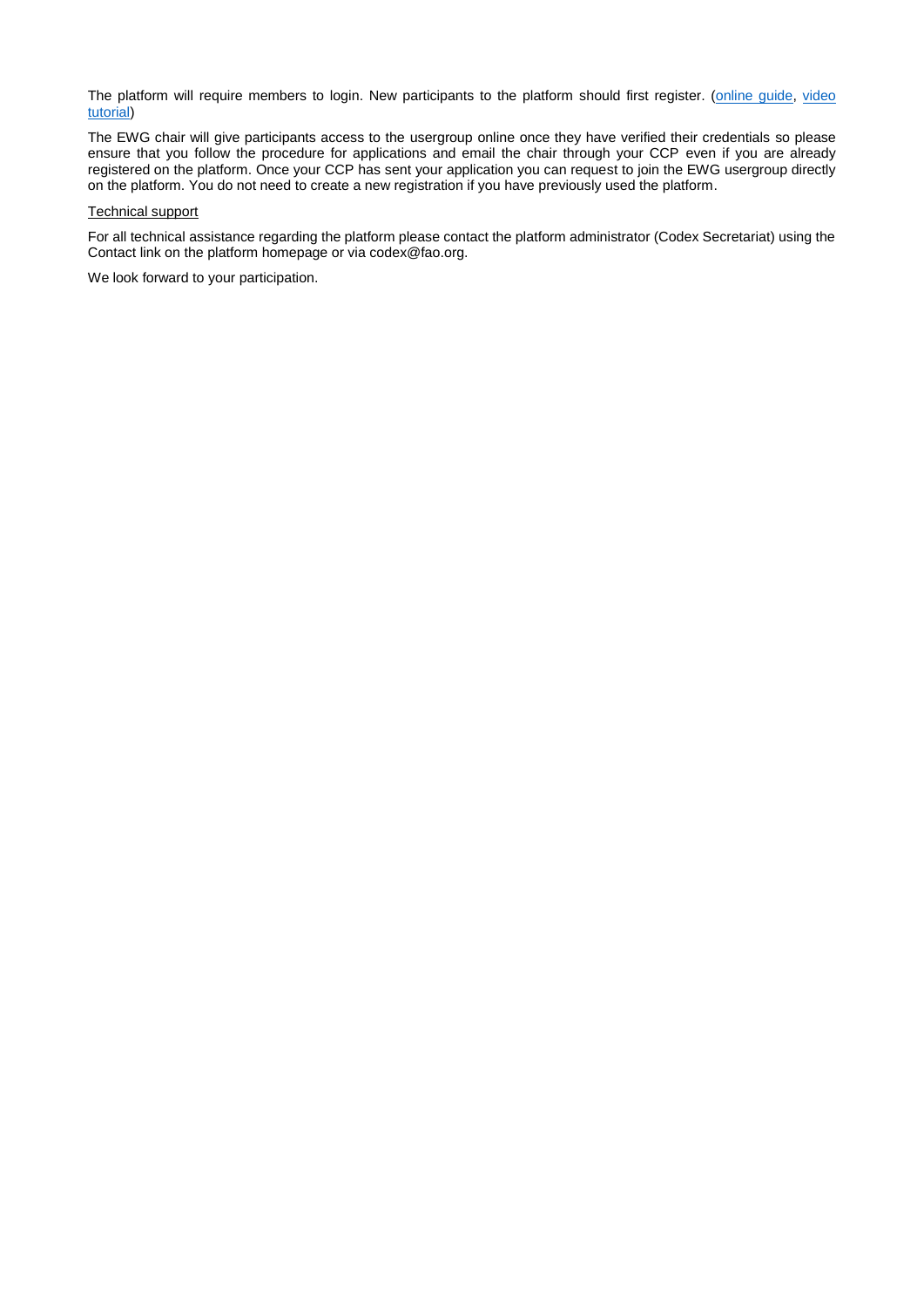The platform will require members to login. New participants to the platform should first register. (online guide, video tutorial)

The EWG chair will give participants access to the usergroup online once they have verified their credentials so please ensure that you follow the procedure for applications and email the chair through your CCP even if you are already registered on the platform. Once your CCP has sent your application you can request to join the EWG usergroup directly on the platform. You do not need to create a new registration if you have previously used the platform.

Technical support

For all technical assistance regarding the platform please contact the platform administrator (Codex Secretariat) using the Contact link on the platform homepage or via codex@fao.org.

We look forward to your participation.